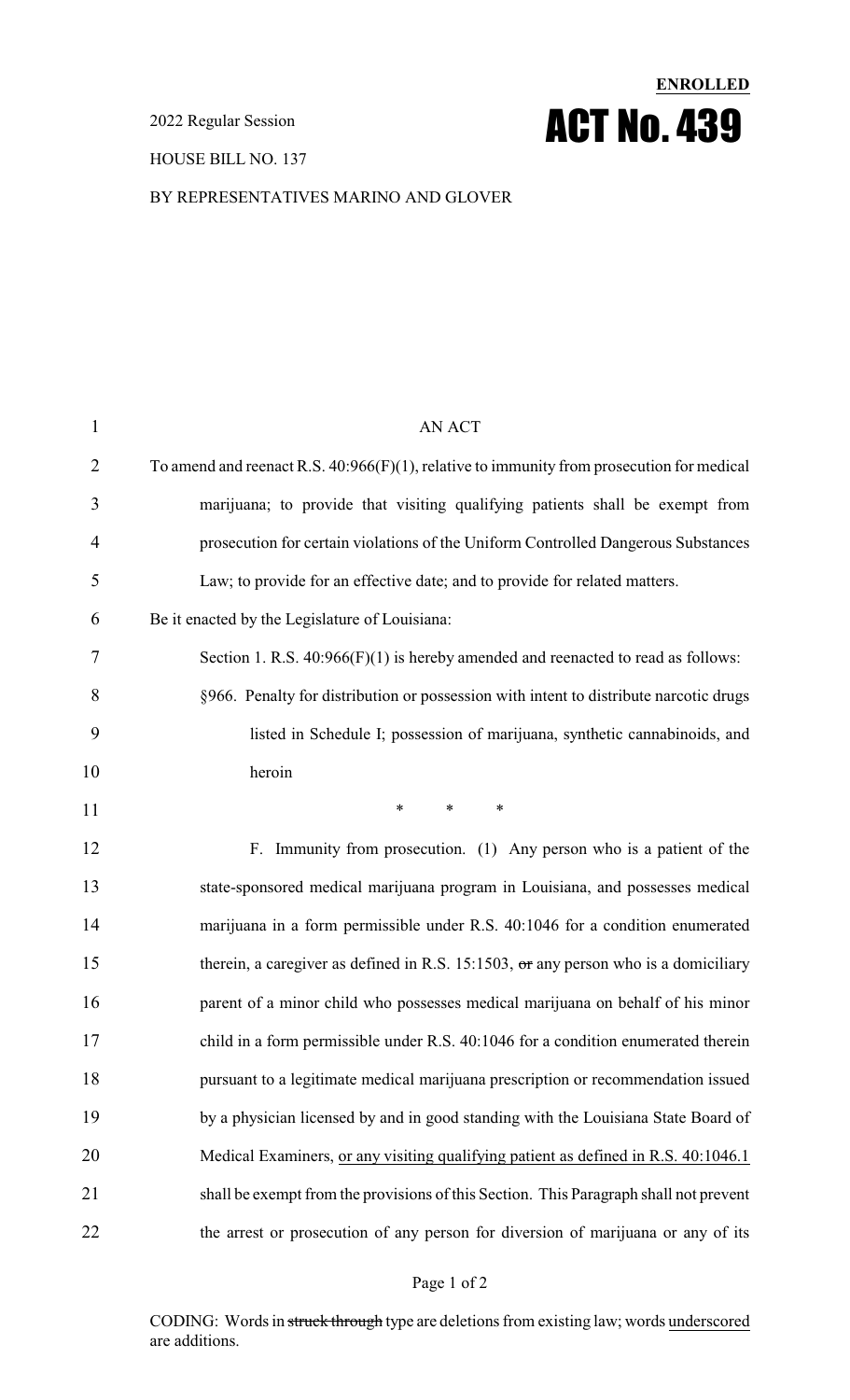**ENROLLED**

2022 Regular Session

# ACT No. 439

HOUSE BILL NO. 137

BY REPRESENTATIVES MARINO AND GLOVER

AN ACT

To amend and reenact R.S. 40:966(F)(1), relative to immunity from prosecution for medical marijuana; to provide that visiting qualifying patients shall be exempt from prosecution for certain violations of the Uniform Controlled Dangerous Substances Law; to provide for an effective date; and to provide for related matters.

Be it enacted by the Legislature of Louisiana:

Section 1. R.S. 40:966(F)(1) is hereby amended and reenacted to read as follows:

§966. Penalty for distribution or possession with intent to distribute narcotic drugs listed in Schedule I; possession of marijuana, synthetic cannabinoids, and heroin

\* \* \*

F. Immunity from prosecution. (1) Any person who is a patient of the state-sponsored medical marijuana program in Louisiana, and possesses medical marijuana in a form permissible under R.S. 40:1046 for a condition enumerated therein, a caregiver as defined in R.S. 15:1503, ~~or~~ any person who is a domiciliary parent of a minor child who possesses medical marijuana on behalf of his minor child in a form permissible under R.S. 40:1046 for a condition enumerated therein pursuant to a legitimate medical marijuana prescription or recommendation issued by a physician licensed by and in good standing with the Louisiana State Board of Medical Examiners, <u>or any visiting qualifying patient as defined in R.S. 40:1046.1</u> shall be exempt from the provisions of this Section. This Paragraph shall not prevent the arrest or prosecution of any person for diversion of marijuana or any of its

CODING: Words in ~~struck through~~ type are deletions from existing law; words <u>underscored</u> are additions.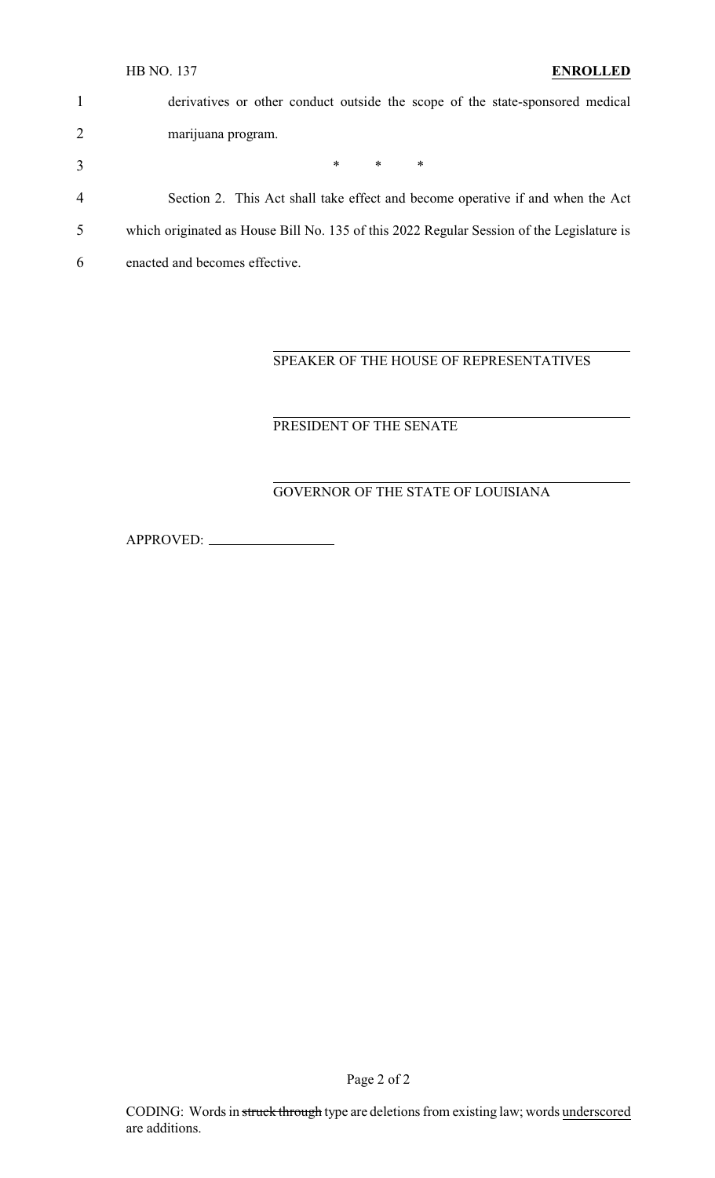derivatives or other conduct outside the scope of the state-sponsored medical marijuana program.

\* \* \*

Section 2. This Act shall take effect and become operative if and when the Act which originated as House Bill No. 135 of this 2022 Regular Session of the Legislature is enacted and becomes effective.

SPEAKER OF THE HOUSE OF REPRESENTATIVES

PRESIDENT OF THE SENATE

GOVERNOR OF THE STATE OF LOUISIANA

APPROVED: \_\_\_\_\_\_\_\_\_\_\_\_\_\_\_\_\_\_

CODING: Words in ~~struck through~~ type are deletions from existing law; words underscored are additions.